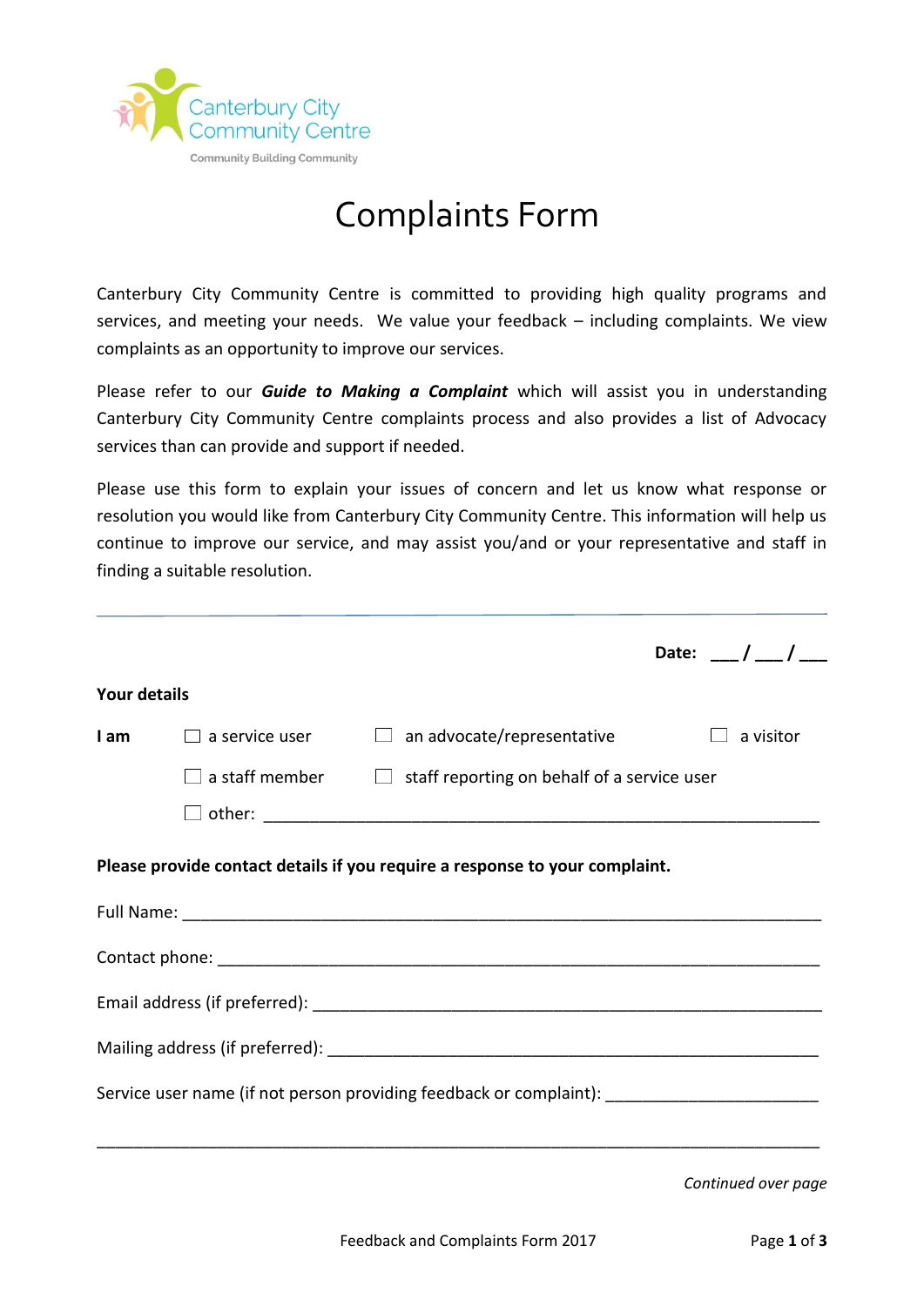Canterbury City Community Centre

Community Building Community

# Complaints Form

Canterbury City Community Centre is committed to providing high quality programs and services, and meeting your needs. We value your feedback – including complaints. We view complaints as an opportunity to improve our services.

Please refer to our ***Guide to Making a Complaint*** which will assist you in understanding Canterbury City Community Centre complaints process and also provides a list of Advocacy services than can provide and support if needed.

Please use this form to explain your issues of concern and let us know what response or resolution you would like from Canterbury City Community Centre. This information will help us continue to improve our service, and may assist you/and or your representative and staff in finding a suitable resolution.

---

**Date:** ___ / ___ / ___

**Your details**

**I am**

☐ a service user ☐ an advocate/representative ☐ a visitor

☐ a staff member ☐ staff reporting on behalf of a service user

☐ other: ______________________________________________________________

**Please provide contact details if you require a response to your complaint.**

Full Name: ______________________________________________________________

Contact phone: ___________________________________________________________

Email address (if preferred): _______________________________________________

Mailing address (if preferred): ______________________________________________

Service user name (if not person providing feedback or complaint): _______________________

______________________________________________________________________

*Continued over page*

Feedback and Complaints Form 2017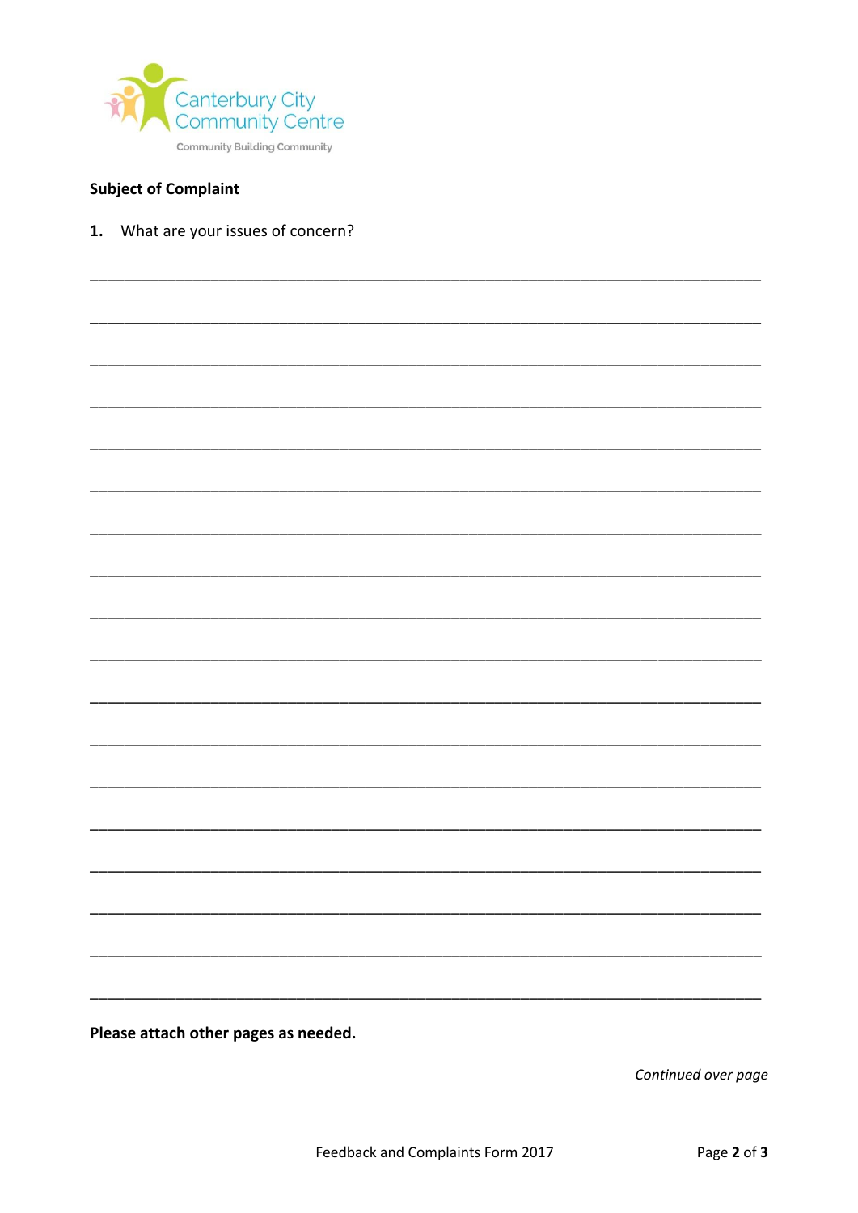Canterbury City Community Centre

Community Building Community

**Subject of Complaint**

**1.** What are your issues of concern?

\_\_\_\_\_\_\_\_\_\_\_\_\_\_\_\_\_\_\_\_\_\_\_\_\_\_\_\_\_\_\_\_\_\_\_\_\_\_\_\_\_\_\_\_\_\_\_\_\_\_\_\_\_\_\_\_\_\_\_\_\_\_\_\_\_\_\_\_\_\_\_\_\_\_

\_\_\_\_\_\_\_\_\_\_\_\_\_\_\_\_\_\_\_\_\_\_\_\_\_\_\_\_\_\_\_\_\_\_\_\_\_\_\_\_\_\_\_\_\_\_\_\_\_\_\_\_\_\_\_\_\_\_\_\_\_\_\_\_\_\_\_\_\_\_\_\_\_\_

\_\_\_\_\_\_\_\_\_\_\_\_\_\_\_\_\_\_\_\_\_\_\_\_\_\_\_\_\_\_\_\_\_\_\_\_\_\_\_\_\_\_\_\_\_\_\_\_\_\_\_\_\_\_\_\_\_\_\_\_\_\_\_\_\_\_\_\_\_\_\_\_\_\_

\_\_\_\_\_\_\_\_\_\_\_\_\_\_\_\_\_\_\_\_\_\_\_\_\_\_\_\_\_\_\_\_\_\_\_\_\_\_\_\_\_\_\_\_\_\_\_\_\_\_\_\_\_\_\_\_\_\_\_\_\_\_\_\_\_\_\_\_\_\_\_\_\_\_

\_\_\_\_\_\_\_\_\_\_\_\_\_\_\_\_\_\_\_\_\_\_\_\_\_\_\_\_\_\_\_\_\_\_\_\_\_\_\_\_\_\_\_\_\_\_\_\_\_\_\_\_\_\_\_\_\_\_\_\_\_\_\_\_\_\_\_\_\_\_\_\_\_\_

\_\_\_\_\_\_\_\_\_\_\_\_\_\_\_\_\_\_\_\_\_\_\_\_\_\_\_\_\_\_\_\_\_\_\_\_\_\_\_\_\_\_\_\_\_\_\_\_\_\_\_\_\_\_\_\_\_\_\_\_\_\_\_\_\_\_\_\_\_\_\_\_\_\_

\_\_\_\_\_\_\_\_\_\_\_\_\_\_\_\_\_\_\_\_\_\_\_\_\_\_\_\_\_\_\_\_\_\_\_\_\_\_\_\_\_\_\_\_\_\_\_\_\_\_\_\_\_\_\_\_\_\_\_\_\_\_\_\_\_\_\_\_\_\_\_\_\_\_

\_\_\_\_\_\_\_\_\_\_\_\_\_\_\_\_\_\_\_\_\_\_\_\_\_\_\_\_\_\_\_\_\_\_\_\_\_\_\_\_\_\_\_\_\_\_\_\_\_\_\_\_\_\_\_\_\_\_\_\_\_\_\_\_\_\_\_\_\_\_\_\_\_\_

\_\_\_\_\_\_\_\_\_\_\_\_\_\_\_\_\_\_\_\_\_\_\_\_\_\_\_\_\_\_\_\_\_\_\_\_\_\_\_\_\_\_\_\_\_\_\_\_\_\_\_\_\_\_\_\_\_\_\_\_\_\_\_\_\_\_\_\_\_\_\_\_\_\_

\_\_\_\_\_\_\_\_\_\_\_\_\_\_\_\_\_\_\_\_\_\_\_\_\_\_\_\_\_\_\_\_\_\_\_\_\_\_\_\_\_\_\_\_\_\_\_\_\_\_\_\_\_\_\_\_\_\_\_\_\_\_\_\_\_\_\_\_\_\_\_\_\_\_

\_\_\_\_\_\_\_\_\_\_\_\_\_\_\_\_\_\_\_\_\_\_\_\_\_\_\_\_\_\_\_\_\_\_\_\_\_\_\_\_\_\_\_\_\_\_\_\_\_\_\_\_\_\_\_\_\_\_\_\_\_\_\_\_\_\_\_\_\_\_\_\_\_\_

\_\_\_\_\_\_\_\_\_\_\_\_\_\_\_\_\_\_\_\_\_\_\_\_\_\_\_\_\_\_\_\_\_\_\_\_\_\_\_\_\_\_\_\_\_\_\_\_\_\_\_\_\_\_\_\_\_\_\_\_\_\_\_\_\_\_\_\_\_\_\_\_\_\_

\_\_\_\_\_\_\_\_\_\_\_\_\_\_\_\_\_\_\_\_\_\_\_\_\_\_\_\_\_\_\_\_\_\_\_\_\_\_\_\_\_\_\_\_\_\_\_\_\_\_\_\_\_\_\_\_\_\_\_\_\_\_\_\_\_\_\_\_\_\_\_\_\_\_

\_\_\_\_\_\_\_\_\_\_\_\_\_\_\_\_\_\_\_\_\_\_\_\_\_\_\_\_\_\_\_\_\_\_\_\_\_\_\_\_\_\_\_\_\_\_\_\_\_\_\_\_\_\_\_\_\_\_\_\_\_\_\_\_\_\_\_\_\_\_\_\_\_\_

\_\_\_\_\_\_\_\_\_\_\_\_\_\_\_\_\_\_\_\_\_\_\_\_\_\_\_\_\_\_\_\_\_\_\_\_\_\_\_\_\_\_\_\_\_\_\_\_\_\_\_\_\_\_\_\_\_\_\_\_\_\_\_\_\_\_\_\_\_\_\_\_\_\_

\_\_\_\_\_\_\_\_\_\_\_\_\_\_\_\_\_\_\_\_\_\_\_\_\_\_\_\_\_\_\_\_\_\_\_\_\_\_\_\_\_\_\_\_\_\_\_\_\_\_\_\_\_\_\_\_\_\_\_\_\_\_\_\_\_\_\_\_\_\_\_\_\_\_

\_\_\_\_\_\_\_\_\_\_\_\_\_\_\_\_\_\_\_\_\_\_\_\_\_\_\_\_\_\_\_\_\_\_\_\_\_\_\_\_\_\_\_\_\_\_\_\_\_\_\_\_\_\_\_\_\_\_\_\_\_\_\_\_\_\_\_\_\_\_\_\_\_\_

\_\_\_\_\_\_\_\_\_\_\_\_\_\_\_\_\_\_\_\_\_\_\_\_\_\_\_\_\_\_\_\_\_\_\_\_\_\_\_\_\_\_\_\_\_\_\_\_\_\_\_\_\_\_\_\_\_\_\_\_\_\_\_\_\_\_\_\_\_\_\_\_\_\_

**Please attach other pages as needed.**

*Continued over page*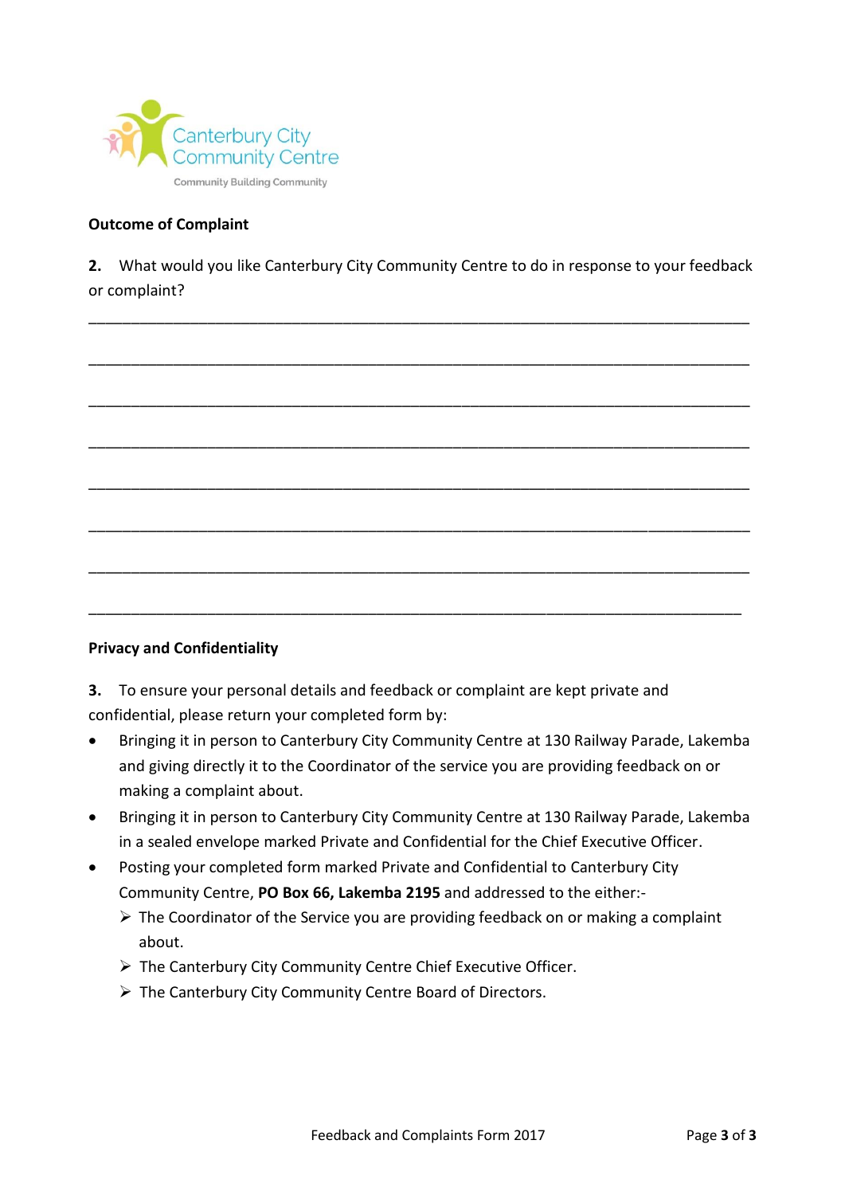Canterbury City Community Centre

Community Building Community

**Outcome of Complaint**

**2.** What would you like Canterbury City Community Centre to do in response to your feedback or complaint?

___________________________________________________________________________

___________________________________________________________________________

___________________________________________________________________________

___________________________________________________________________________

___________________________________________________________________________

___________________________________________________________________________

___________________________________________________________________________

___________________________________________________________________________

**Privacy and Confidentiality**

**3.** To ensure your personal details and feedback or complaint are kept private and confidential, please return your completed form by:

- Bringing it in person to Canterbury City Community Centre at 130 Railway Parade, Lakemba and giving directly it to the Coordinator of the service you are providing feedback on or making a complaint about.
- Bringing it in person to Canterbury City Community Centre at 130 Railway Parade, Lakemba in a sealed envelope marked Private and Confidential for the Chief Executive Officer.
- Posting your completed form marked Private and Confidential to Canterbury City Community Centre, **PO Box 66, Lakemba 2195** and addressed to the either:-
  - The Coordinator of the Service you are providing feedback on or making a complaint about.
  - The Canterbury City Community Centre Chief Executive Officer.
  - The Canterbury City Community Centre Board of Directors.